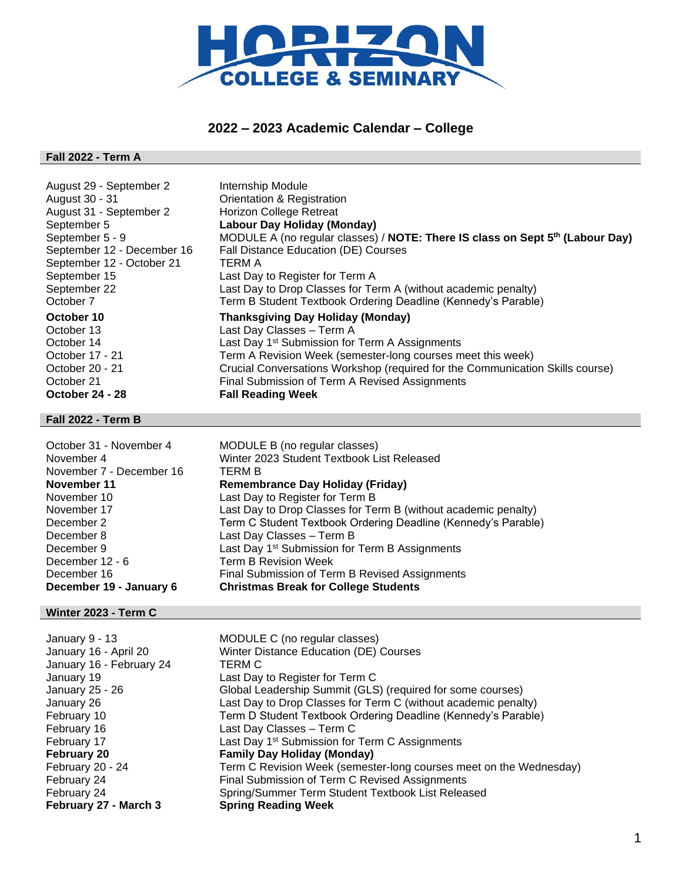# HORIZON COLLEGE & SEMINARY

## 2022 – 2023 Academic Calendar – College

### Fall 2022 - Term A

| | |
|---|---|
| August 29 - September 2 | Internship Module |
| August 30 - 31 | Orientation & Registration |
| August 31 - September 2 | Horizon College Retreat |
| September 5 | **Labour Day Holiday (Monday)** |
| September 5 - 9 | MODULE A (no regular classes) / **NOTE: There IS class on Sept 5th (Labour Day)** |
| September 12 - December 16 | Fall Distance Education (DE) Courses |
| September 12 - October 21 | TERM A |
| September 15 | Last Day to Register for Term A |
| September 22 | Last Day to Drop Classes for Term A (without academic penalty) |
| October 7 | Term B Student Textbook Ordering Deadline (Kennedy's Parable) |
| **October 10** | **Thanksgiving Day Holiday (Monday)** |
| October 13 | Last Day Classes – Term A |
| October 14 | Last Day 1st Submission for Term A Assignments |
| October 17 - 21 | Term A Revision Week (semester-long courses meet this week) |
| October 20 - 21 | Crucial Conversations Workshop (required for the Communication Skills course) |
| October 21 | Final Submission of Term A Revised Assignments |
| **October 24 - 28** | **Fall Reading Week** |

### Fall 2022 - Term B

| | |
|---|---|
| October 31 - November 4 | MODULE B (no regular classes) |
| November 4 | Winter 2023 Student Textbook List Released |
| November 7 - December 16 | TERM B |
| **November 11** | **Remembrance Day Holiday (Friday)** |
| November 10 | Last Day to Register for Term B |
| November 17 | Last Day to Drop Classes for Term B (without academic penalty) |
| December 2 | Term C Student Textbook Ordering Deadline (Kennedy's Parable) |
| December 8 | Last Day Classes – Term B |
| December 9 | Last Day 1st Submission for Term B Assignments |
| December 12 - 6 | Term B Revision Week |
| December 16 | Final Submission of Term B Revised Assignments |
| **December 19 - January 6** | **Christmas Break for College Students** |

### Winter 2023 - Term C

| | |
|---|---|
| January 9 - 13 | MODULE C (no regular classes) |
| January 16 - April 20 | Winter Distance Education (DE) Courses |
| January 16 - February 24 | TERM C |
| January 19 | Last Day to Register for Term C |
| January 25 - 26 | Global Leadership Summit (GLS) (required for some courses) |
| January 26 | Last Day to Drop Classes for Term C (without academic penalty) |
| February 10 | Term D Student Textbook Ordering Deadline (Kennedy's Parable) |
| February 16 | Last Day Classes – Term C |
| February 17 | Last Day 1st Submission for Term C Assignments |
| **February 20** | **Family Day Holiday (Monday)** |
| February 20 - 24 | Term C Revision Week (semester-long courses meet on the Wednesday) |
| February 24 | Final Submission of Term C Revised Assignments |
| February 24 | Spring/Summer Term Student Textbook List Released |
| **February 27 - March 3** | **Spring Reading Week** |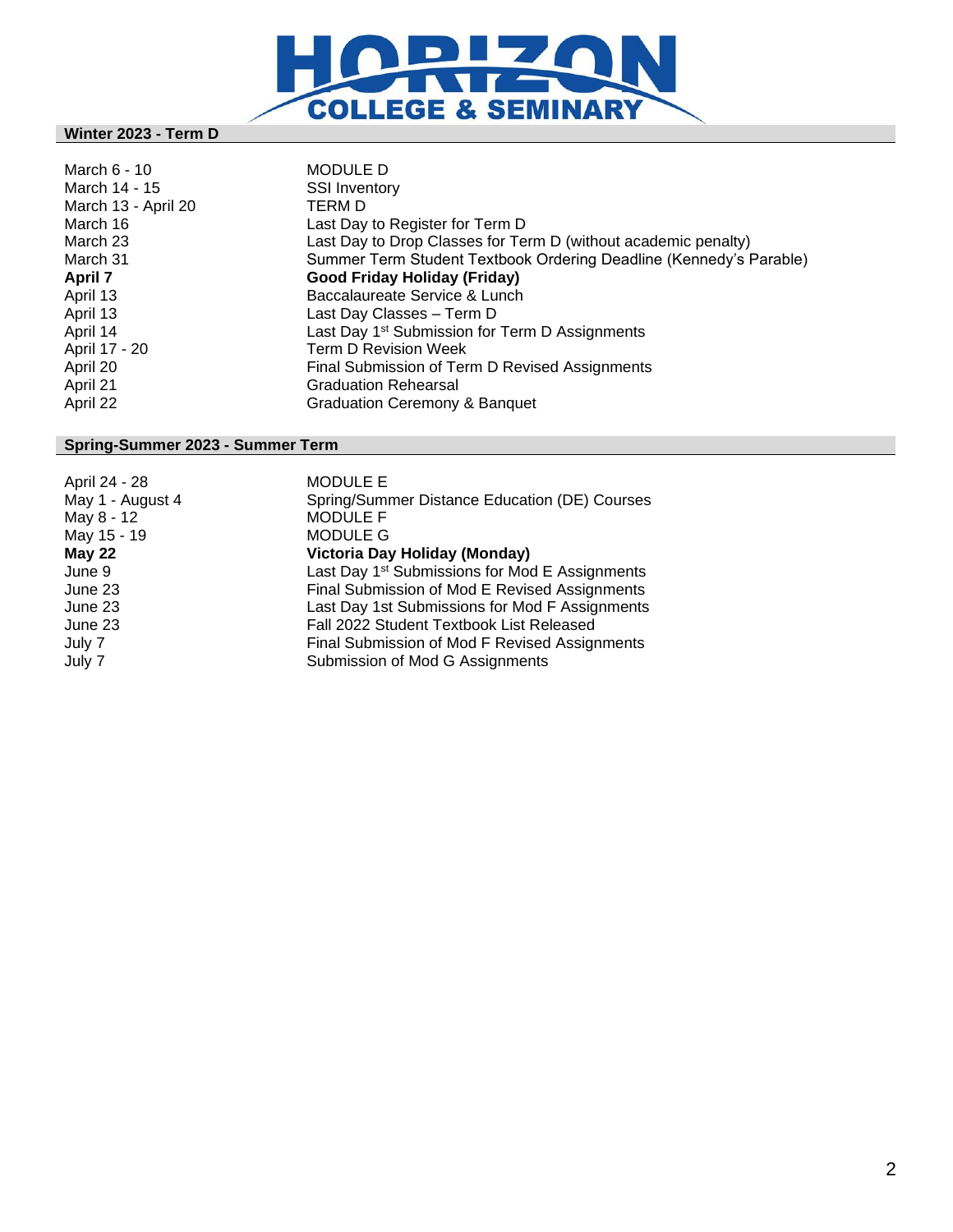## HORIZON COLLEGE & SEMINARY

### Winter 2023 - Term D

| | |
|---|---|
| March 6 - 10 | MODULE D |
| March 14 - 15 | SSI Inventory |
| March 13 - April 20 | TERM D |
| March 16 | Last Day to Register for Term D |
| March 23 | Last Day to Drop Classes for Term D (without academic penalty) |
| March 31 | Summer Term Student Textbook Ordering Deadline (Kennedy's Parable) |
| **April 7** | **Good Friday Holiday (Friday)** |
| April 13 | Baccalaureate Service & Lunch |
| April 13 | Last Day Classes – Term D |
| April 14 | Last Day 1st Submission for Term D Assignments |
| April 17 - 20 | Term D Revision Week |
| April 20 | Final Submission of Term D Revised Assignments |
| April 21 | Graduation Rehearsal |
| April 22 | Graduation Ceremony & Banquet |

### Spring-Summer 2023 - Summer Term

| | |
|---|---|
| April 24 - 28 | MODULE E |
| May 1 - August 4 | Spring/Summer Distance Education (DE) Courses |
| May 8 - 12 | MODULE F |
| May 15 - 19 | MODULE G |
| **May 22** | **Victoria Day Holiday (Monday)** |
| June 9 | Last Day 1st Submissions for Mod E Assignments |
| June 23 | Final Submission of Mod E Revised Assignments |
| June 23 | Last Day 1st Submissions for Mod F Assignments |
| June 23 | Fall 2022 Student Textbook List Released |
| July 7 | Final Submission of Mod F Revised Assignments |
| July 7 | Submission of Mod G Assignments |